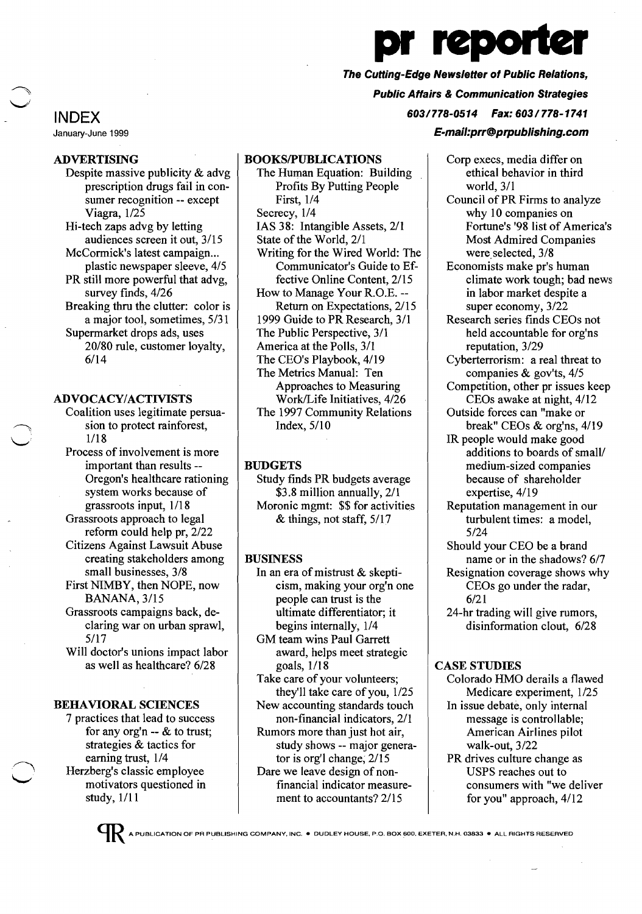# pr reporter

***The Cutting-Edge Newsletter of Public Relations, Public Affairs & Communication Strategies***

***603/778-0514 Fax: 603/778-1741***

***E-mail:prr@prpublishing.com***

# INDEX

January-June 1999

## ADVERTISING

- Despite massive publicity & advg prescription drugs fail in consumer recognition -- except Viagra, 1/25
- Hi-tech zaps advg by letting audiences screen it out, 3/15
- McCormick's latest campaign... plastic newspaper sleeve, 4/5
- PR still more powerful that advg, survey finds, 4/26
- Breaking thru the clutter: color is a major tool, sometimes, 5/31
- Supermarket drops ads, uses 20/80 rule, customer loyalty, 6/14

## ADVOCACY/ACTIVISTS

- Coalition uses legitimate persuasion to protect rainforest, 1/18
- Process of involvement is more important than results -- Oregon's healthcare rationing system works because of grassroots input, 1/18
- Grassroots approach to legal reform could help pr, 2/22
- Citizens Against Lawsuit Abuse creating stakeholders among small businesses, 3/8
- First NIMBY, then NOPE, now BANANA, 3/15
- Grassroots campaigns back, declaring war on urban sprawl, 5/17
- Will doctor's unions impact labor as well as healthcare? 6/28

## BEHAVIORAL SCIENCES

- 7 practices that lead to success for any org'n -- & to trust; strategies & tactics for earning trust, 1/4
- Herzberg's classic employee motivators questioned in study, 1/11

## BOOKS/PUBLICATIONS

- The Human Equation: Building Profits By Putting People First, 1/4
- Secrecy, 1/4
- IAS 38: Intangible Assets, 2/1
- State of the World, 2/1
- Writing for the Wired World: The Communicator's Guide to Effective Online Content, 2/15
- How to Manage Your R.O.E. -- Return on Expectations, 2/15
- 1999 Guide to PR Research, 3/1
- The Public Perspective, 3/1
- America at the Polls, 3/1
- The CEO's Playbook, 4/19
- The Metrics Manual: Ten Approaches to Measuring Work/Life Initiatives, 4/26
- The 1997 Community Relations Index, 5/10

## BUDGETS

- Study finds PR budgets average $3.8 million annually, 2/1
- Moronic mgmt: $$ for activities & things, not staff, 5/17

## BUSINESS

- In an era of mistrust & skepticism, making your org'n one people can trust is the ultimate differentiator; it begins internally, 1/4
- GM team wins Paul Garrett award, helps meet strategic goals, 1/18
- Take care of your volunteers; they'll take care of you, 1/25
- New accounting standards touch non-financial indicators, 2/1
- Rumors more than just hot air, study shows -- major generator is org'l change, 2/15
- Dare we leave design of non-financial indicator measurement to accountants? 2/15
- Corp execs, media differ on ethical behavior in third world, 3/1
- Council of PR Firms to analyze why 10 companies on Fortune's '98 list of America's Most Admired Companies were selected, 3/8
- Economists make pr's human climate work tough; bad news in labor market despite a super economy, 3/22
- Research series finds CEOs not held accountable for org'ns reputation, 3/29
- Cyberterrorism: a real threat to companies & gov'ts, 4/5
- Competition, other pr issues keep CEOs awake at night, 4/12
- Outside forces can "make or break" CEOs & org'ns, 4/19
- IR people would make good additions to boards of small/medium-sized companies because of shareholder expertise, 4/19
- Reputation management in our turbulent times: a model, 5/24
- Should your CEO be a brand name or in the shadows? 6/7
- Resignation coverage shows why CEOs go under the radar, 6/21
- 24-hr trading will give rumors, disinformation clout, 6/28

## CASE STUDIES

- Colorado HMO derails a flawed Medicare experiment, 1/25
- In issue debate, only internal message is controllable; American Airlines pilot walk-out, 3/22
- PR drives culture change as USPS reaches out to consumers with "we deliver for you" approach, 4/12

A PUBLICATION OF PR PUBLISHING COMPANY, INC. • DUDLEY HOUSE, P.O. BOX 600, EXETER, N.H. 03833 • ALL RIGHTS RESERVED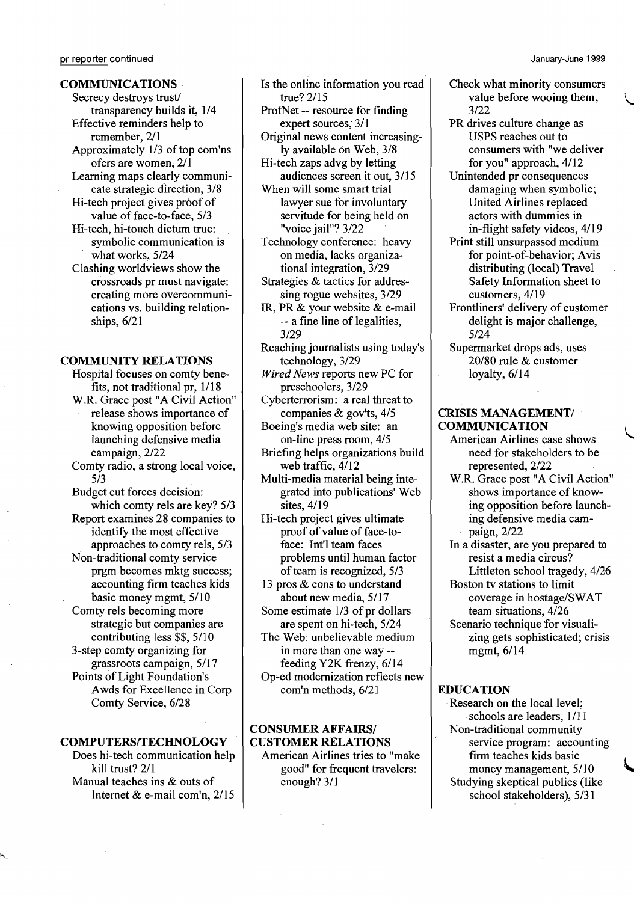## COMMUNICATIONS

- Secrecy destroys trust/ transparency builds it, 1/4
- Effective reminders help to remember, 2/1
- Approximately 1/3 of top com'ns ofcrs are women, 2/1
- Learning maps clearly communicate strategic direction, 3/8
- Hi-tech project gives proof of value of face-to-face, 5/3
- Hi-tech, hi-touch dictum true: symbolic communication is what works, 5/24
- Clashing worldviews show the crossroads pr must navigate: creating more overcommunications vs. building relationships, 6/21

## COMMUNITY RELATIONS

- Hospital focuses on comty benefits, not traditional pr, 1/18
- W.R. Grace post "A Civil Action" release shows importance of knowing opposition before launching defensive media campaign, 2/22
- Comty radio, a strong local voice, 5/3
- Budget cut forces decision: which comty rels are key? 5/3
- Report examines 28 companies to identify the most effective approaches to comty rels, 5/3
- Non-traditional comty service prgm becomes mktg success; accounting firm teaches kids basic money mgmt, 5/10
- Comty rels becoming more strategic but companies are contributing less $$, 5/10
- 3-step comty organizing for grassroots campaign, 5/17
- Points of Light Foundation's Awds for Excellence in Corp Comty Service, 6/28

## COMPUTERS/TECHNOLOGY

- Does hi-tech communication help kill trust? 2/1
- Manual teaches ins & outs of Internet & e-mail com'n, 2/15
- Is the online information you read true? 2/15
- ProfNet -- resource for finding expert sources, 3/1
- Original news content increasingly available on Web, 3/8
- Hi-tech zaps advg by letting audiences screen it out, 3/15
- When will some smart trial lawyer sue for involuntary servitude for being held on "voice jail"? 3/22
- Technology conference: heavy on media, lacks organizational integration, 3/29
- Strategies & tactics for addressing rogue websites, 3/29
- IR, PR & your website & e-mail -- a fine line of legalities, 3/29
- Reaching journalists using today's technology, 3/29
- *Wired News* reports new PC for preschoolers, 3/29
- Cyberterrorism: a real threat to companies & gov'ts, 4/5
- Boeing's media web site: an on-line press room, 4/5
- Briefing helps organizations build web traffic, 4/12
- Multi-media material being integrated into publications' Web sites, 4/19
- Hi-tech project gives ultimate proof of value of face-to-face: Int'l team faces problems until human factor of team is recognized, 5/3
- 13 pros & cons to understand about new media, 5/17
- Some estimate 1/3 of pr dollars are spent on hi-tech, 5/24
- The Web: unbelievable medium in more than one way -- feeding Y2K frenzy, 6/14
- Op-ed modernization reflects new com'n methods, 6/21

## CONSUMER AFFAIRS/ CUSTOMER RELATIONS

- American Airlines tries to "make good" for frequent travelers: enough? 3/1
- Check what minority consumers value before wooing them, 3/22
- PR drives culture change as USPS reaches out to consumers with "we deliver for you" approach, 4/12
- Unintended pr consequences damaging when symbolic; United Airlines replaced actors with dummies in in-flight safety videos, 4/19
- Print still unsurpassed medium for point-of-behavior; Avis distributing (local) Travel Safety Information sheet to customers, 4/19
- Frontliners' delivery of customer delight is major challenge, 5/24
- Supermarket drops ads, uses 20/80 rule & customer loyalty, 6/14

## CRISIS MANAGEMENT/ COMMUNICATION

- American Airlines case shows need for stakeholders to be represented, 2/22
- W.R. Grace post "A Civil Action" shows importance of knowing opposition before launching defensive media campaign, 2/22
- In a disaster, are you prepared to resist a media circus? Littleton school tragedy, 4/26
- Boston tv stations to limit coverage in hostage/SWAT team situations, 4/26
- Scenario technique for visualizing gets sophisticated; crisis mgmt, 6/14

## EDUCATION

- Research on the local level; schools are leaders, 1/11
- Non-traditional community service program: accounting firm teaches kids basic money management, 5/10
- Studying skeptical publics (like school stakeholders), 5/31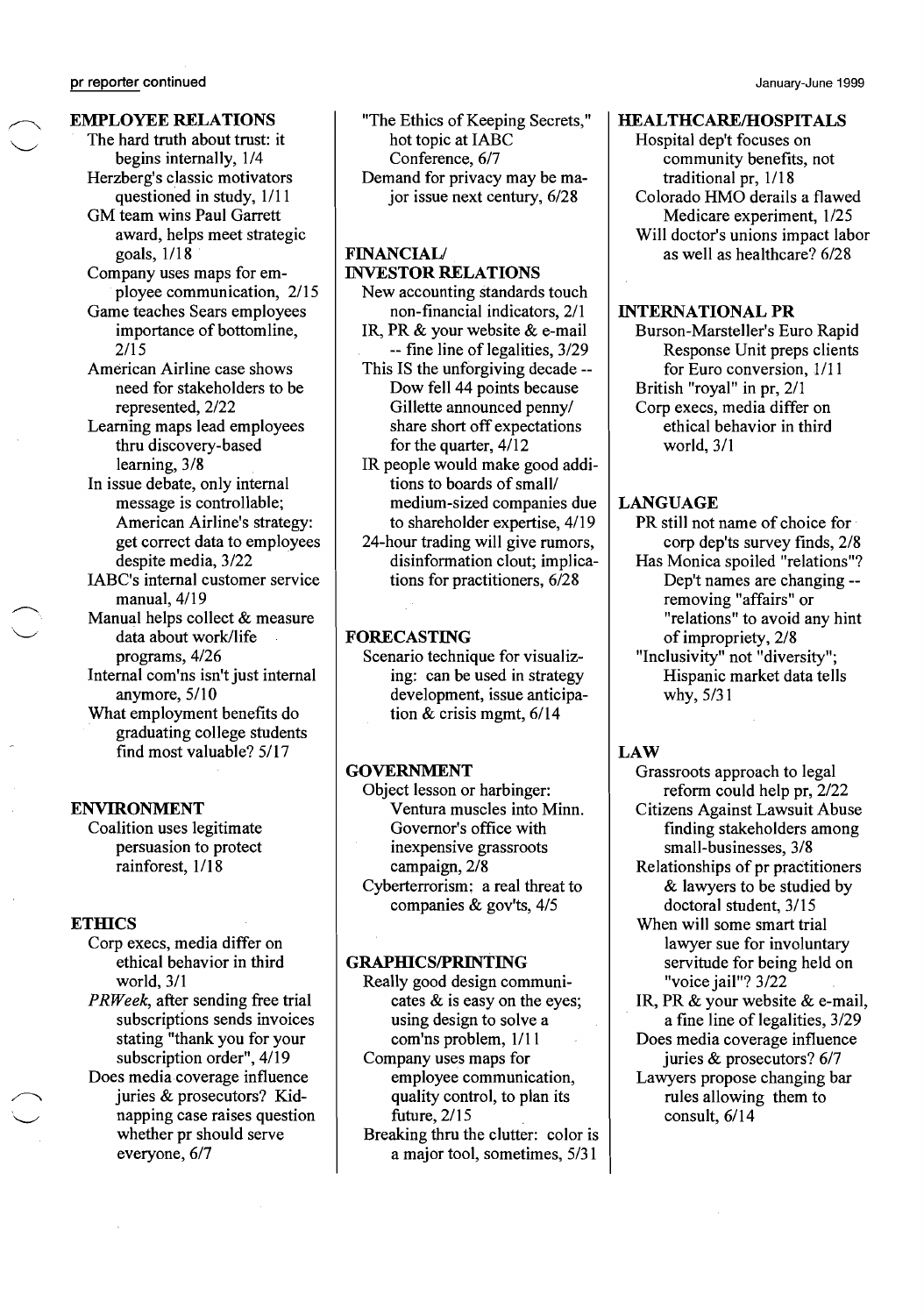## EMPLOYEE RELATIONS

- The hard truth about trust: it begins internally, 1/4
- Herzberg's classic motivators questioned in study, 1/11
- GM team wins Paul Garrett award, helps meet strategic goals, 1/18
- Company uses maps for employee communication, 2/15
- Game teaches Sears employees importance of bottomline, 2/15
- American Airline case shows need for stakeholders to be represented, 2/22
- Learning maps lead employees thru discovery-based learning, 3/8
- In issue debate, only internal message is controllable; American Airline's strategy: get correct data to employees despite media, 3/22
- IABC's internal customer service manual, 4/19
- Manual helps collect & measure data about work/life programs, 4/26
- Internal com'ns isn't just internal anymore, 5/10
- What employment benefits do graduating college students find most valuable? 5/17

## ENVIRONMENT

- Coalition uses legitimate persuasion to protect rainforest, 1/18

## ETHICS

- Corp execs, media differ on ethical behavior in third world, 3/1
- *PRWeek*, after sending free trial subscriptions sends invoices stating "thank you for your subscription order", 4/19
- Does media coverage influence juries & prosecutors? Kidnapping case raises question whether pr should serve everyone, 6/7
- "The Ethics of Keeping Secrets," hot topic at IABC Conference, 6/7
- Demand for privacy may be major issue next century, 6/28

## FINANCIAL/ INVESTOR RELATIONS

- New accounting standards touch non-financial indicators, 2/1
- IR, PR & your website & e-mail -- fine line of legalities, 3/29
- This IS the unforgiving decade -- Dow fell 44 points because Gillette announced penny/ share short off expectations for the quarter, 4/12
- IR people would make good additions to boards of small/ medium-sized companies due to shareholder expertise, 4/19
- 24-hour trading will give rumors, disinformation clout; implications for practitioners, 6/28

## FORECASTING

- Scenario technique for visualizing: can be used in strategy development, issue anticipation & crisis mgmt, 6/14

## GOVERNMENT

- Object lesson or harbinger: Ventura muscles into Minn. Governor's office with inexpensive grassroots campaign, 2/8
- Cyberterrorism: a real threat to companies & gov'ts, 4/5

## GRAPHICS/PRINTING

- Really good design communicates & is easy on the eyes; using design to solve a com'ns problem, 1/11
- Company uses maps for employee communication, quality control, to plan its future, 2/15
- Breaking thru the clutter: color is a major tool, sometimes, 5/31

## HEALTHCARE/HOSPITALS

- Hospital dep't focuses on community benefits, not traditional pr, 1/18
- Colorado HMO derails a flawed Medicare experiment, 1/25
- Will doctor's unions impact labor as well as healthcare? 6/28

## INTERNATIONAL PR

- Burson-Marsteller's Euro Rapid Response Unit preps clients for Euro conversion, 1/11
- British "royal" in pr, 2/1
- Corp execs, media differ on ethical behavior in third world, 3/1

## LANGUAGE

- PR still not name of choice for corp dep'ts survey finds, 2/8
- Has Monica spoiled "relations"? Dep't names are changing -- removing "affairs" or "relations" to avoid any hint of impropriety, 2/8
- "Inclusivity" not "diversity"; Hispanic market data tells why, 5/31

## LAW

- Grassroots approach to legal reform could help pr, 2/22
- Citizens Against Lawsuit Abuse finding stakeholders among small-businesses, 3/8
- Relationships of pr practitioners & lawyers to be studied by doctoral student, 3/15
- When will some smart trial lawyer sue for involuntary servitude for being held on "voice jail"? 3/22
- IR, PR & your website & e-mail, a fine line of legalities, 3/29
- Does media coverage influence juries & prosecutors? 6/7
- Lawyers propose changing bar rules allowing them to consult, 6/14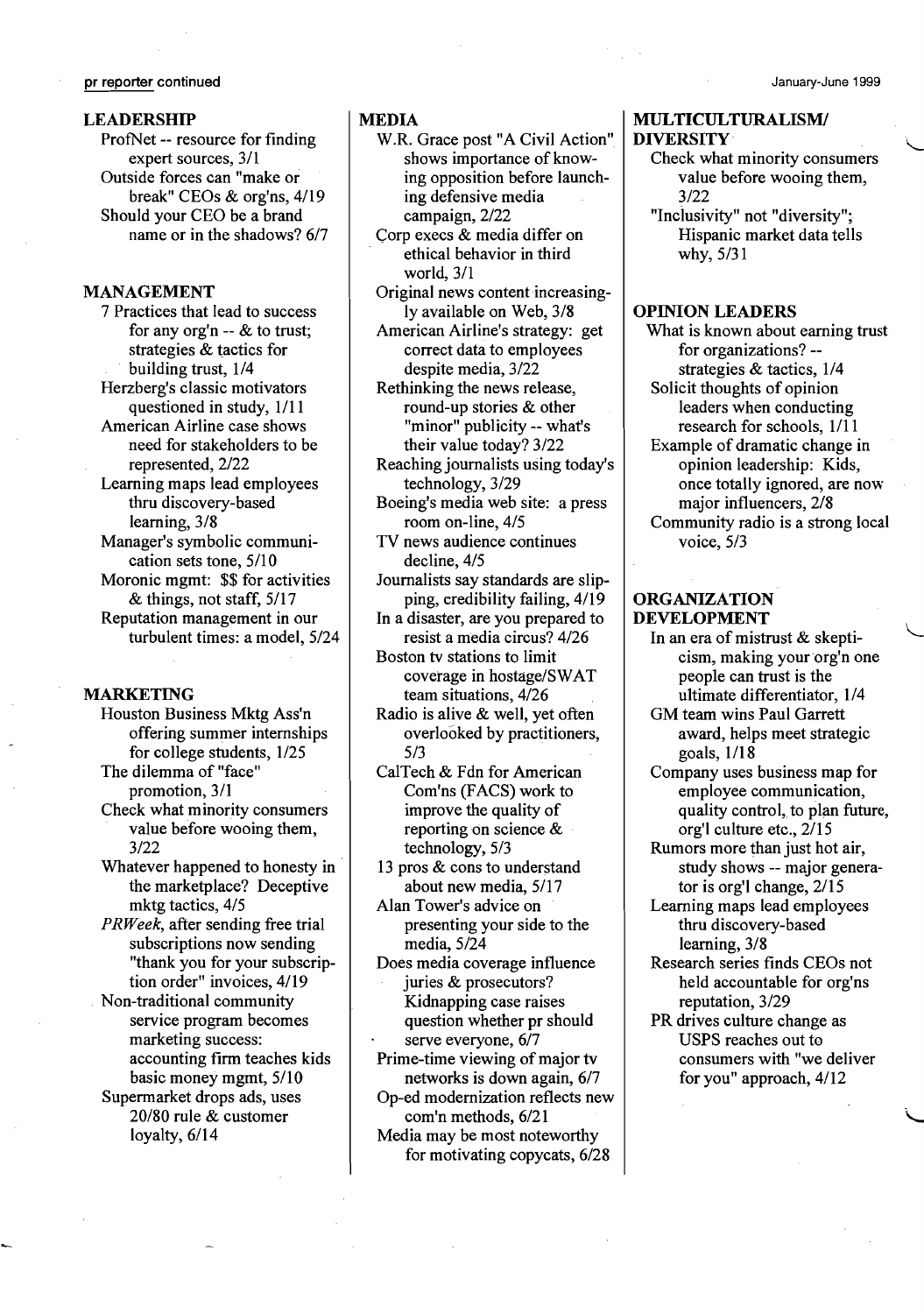## LEADERSHIP

- ProfNet -- resource for finding expert sources, 3/1
- Outside forces can "make or break" CEOs & org'ns, 4/19
- Should your CEO be a brand name or in the shadows? 6/7

## MANAGEMENT

- 7 Practices that lead to success for any org'n -- & to trust; strategies & tactics for building trust, 1/4
- Herzberg's classic motivators questioned in study, 1/11
- American Airline case shows need for stakeholders to be represented, 2/22
- Learning maps lead employees thru discovery-based learning, 3/8
- Manager's symbolic communication sets tone, 5/10
- Moronic mgmt: $$ for activities & things, not staff, 5/17
- Reputation management in our turbulent times: a model, 5/24

## MARKETING

- Houston Business Mktg Ass'n offering summer internships for college students, 1/25
- The dilemma of "face" promotion, 3/1
- Check what minority consumers value before wooing them, 3/22
- Whatever happened to honesty in the marketplace? Deceptive mktg tactics, 4/5
- *PRWeek*, after sending free trial subscriptions now sending "thank you for your subscription order" invoices, 4/19
- Non-traditional community service program becomes marketing success: accounting firm teaches kids basic money mgmt, 5/10
- Supermarket drops ads, uses 20/80 rule & customer loyalty, 6/14

## MEDIA

- W.R. Grace post "A Civil Action" shows importance of knowing opposition before launching defensive media campaign, 2/22
- Corp execs & media differ on ethical behavior in third world, 3/1
- Original news content increasingly available on Web, 3/8
- American Airline's strategy: get correct data to employees despite media, 3/22
- Rethinking the news release, round-up stories & other "minor" publicity -- what's their value today? 3/22
- Reaching journalists using today's technology, 3/29
- Boeing's media web site: a press room on-line, 4/5
- TV news audience continues decline, 4/5
- Journalists say standards are slipping, credibility failing, 4/19
- In a disaster, are you prepared to resist a media circus? 4/26
- Boston tv stations to limit coverage in hostage/SWAT team situations, 4/26
- Radio is alive & well, yet often overlooked by practitioners, 5/3
- CalTech & Fdn for American Com'ns (FACS) work to improve the quality of reporting on science & technology, 5/3
- 13 pros & cons to understand about new media, 5/17
- Alan Tower's advice on presenting your side to the media, 5/24
- Does media coverage influence juries & prosecutors? Kidnapping case raises question whether pr should serve everyone, 6/7
- Prime-time viewing of major tv networks is down again, 6/7
- Op-ed modernization reflects new com'n methods, 6/21
- Media may be most noteworthy for motivating copycats, 6/28

## MULTICULTURALISM/ DIVERSITY

- Check what minority consumers value before wooing them, 3/22
- "Inclusivity" not "diversity"; Hispanic market data tells why, 5/31

## OPINION LEADERS

- What is known about earning trust for organizations? -- strategies & tactics, 1/4
- Solicit thoughts of opinion leaders when conducting research for schools, 1/11
- Example of dramatic change in opinion leadership: Kids, once totally ignored, are now major influencers, 2/8
- Community radio is a strong local voice, 5/3

## ORGANIZATION DEVELOPMENT

- In an era of mistrust & skepticism, making your org'n one people can trust is the ultimate differentiator, 1/4
- GM team wins Paul Garrett award, helps meet strategic goals, 1/18
- Company uses business map for employee communication, quality control, to plan future, org'l culture etc., 2/15
- Rumors more than just hot air, study shows -- major generator is org'l change, 2/15
- Learning maps lead employees thru discovery-based learning, 3/8
- Research series finds CEOs not held accountable for org'ns reputation, 3/29
- PR drives culture change as USPS reaches out to consumers with "we deliver for you" approach, 4/12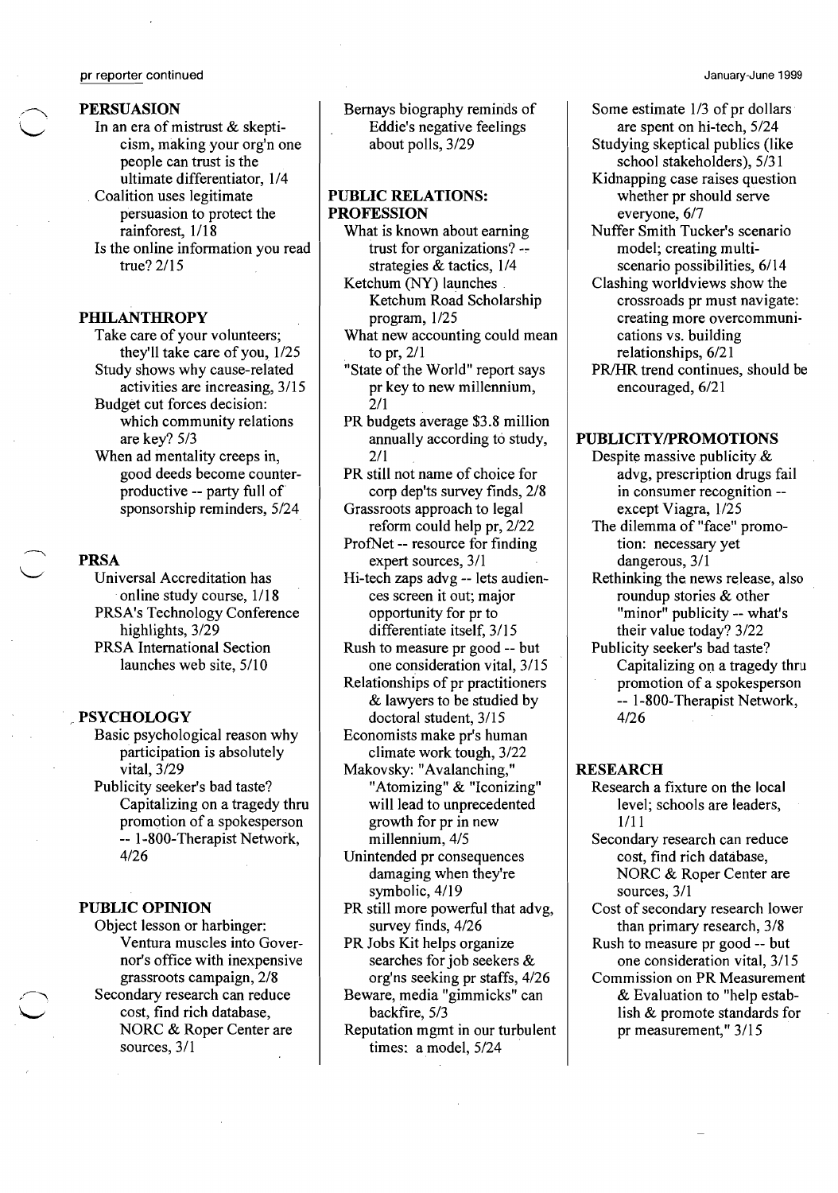## PERSUASION

- In an era of mistrust & skepticism, making your org'n one people can trust is the ultimate differentiator, 1/4
- Coalition uses legitimate persuasion to protect the rainforest, 1/18
- Is the online information you read true? 2/15

## PHILANTHROPY

- Take care of your volunteers; they'll take care of you, 1/25
- Study shows why cause-related activities are increasing, 3/15
- Budget cut forces decision: which community relations are key? 5/3
- When ad mentality creeps in, good deeds become counterproductive -- party full of sponsorship reminders, 5/24

## PRSA

- Universal Accreditation has online study course, 1/18
- PRSA's Technology Conference highlights, 3/29
- PRSA International Section launches web site, 5/10

## PSYCHOLOGY

- Basic psychological reason why participation is absolutely vital, 3/29
- Publicity seeker's bad taste? Capitalizing on a tragedy thru promotion of a spokesperson -- 1-800-Therapist Network, 4/26

## PUBLIC OPINION

- Object lesson or harbinger: Ventura muscles into Governor's office with inexpensive grassroots campaign, 2/8
- Secondary research can reduce cost, find rich database, NORC & Roper Center are sources, 3/1
- Bernays biography reminds of Eddie's negative feelings about polls, 3/29

## PUBLIC RELATIONS: PROFESSION

- What is known about earning trust for organizations? -- strategies & tactics, 1/4
- Ketchum (NY) launches Ketchum Road Scholarship program, 1/25
- What new accounting could mean to pr, 2/1
- "State of the World" report says pr key to new millennium, 2/1
- PR budgets average $3.8 million annually according to study, 2/1
- PR still not name of choice for corp dep'ts survey finds, 2/8
- Grassroots approach to legal reform could help pr, 2/22
- ProfNet -- resource for finding expert sources, 3/1
- Hi-tech zaps advg -- lets audiences screen it out; major opportunity for pr to differentiate itself, 3/15
- Rush to measure pr good -- but one consideration vital, 3/15
- Relationships of pr practitioners & lawyers to be studied by doctoral student, 3/15
- Economists make pr's human climate work tough, 3/22
- Makovsky: "Avalanching," "Atomizing" & "Iconizing" will lead to unprecedented growth for pr in new millennium, 4/5
- Unintended pr consequences damaging when they're symbolic, 4/19
- PR still more powerful that advg, survey finds, 4/26
- PR Jobs Kit helps organize searches for job seekers & org'ns seeking pr staffs, 4/26
- Beware, media "gimmicks" can backfire, 5/3
- Reputation mgmt in our turbulent times: a model, 5/24
- Some estimate 1/3 of pr dollars are spent on hi-tech, 5/24
- Studying skeptical publics (like school stakeholders), 5/31
- Kidnapping case raises question whether pr should serve everyone, 6/7
- Nuffer Smith Tucker's scenario model; creating multi-scenario possibilities, 6/14
- Clashing worldviews show the crossroads pr must navigate: creating more overcommunications vs. building relationships, 6/21
- PR/HR trend continues, should be encouraged, 6/21

## PUBLICITY/PROMOTIONS

- Despite massive publicity & advg, prescription drugs fail in consumer recognition -- except Viagra, 1/25
- The dilemma of "face" promotion: necessary yet dangerous, 3/1
- Rethinking the news release, also roundup stories & other "minor" publicity -- what's their value today? 3/22
- Publicity seeker's bad taste? Capitalizing on a tragedy thru promotion of a spokesperson -- 1-800-Therapist Network, 4/26

## RESEARCH

- Research a fixture on the local level; schools are leaders, 1/11
- Secondary research can reduce cost, find rich database, NORC & Roper Center are sources, 3/1
- Cost of secondary research lower than primary research, 3/8
- Rush to measure pr good -- but one consideration vital, 3/15
- Commission on PR Measurement & Evaluation to "help establish & promote standards for pr measurement," 3/15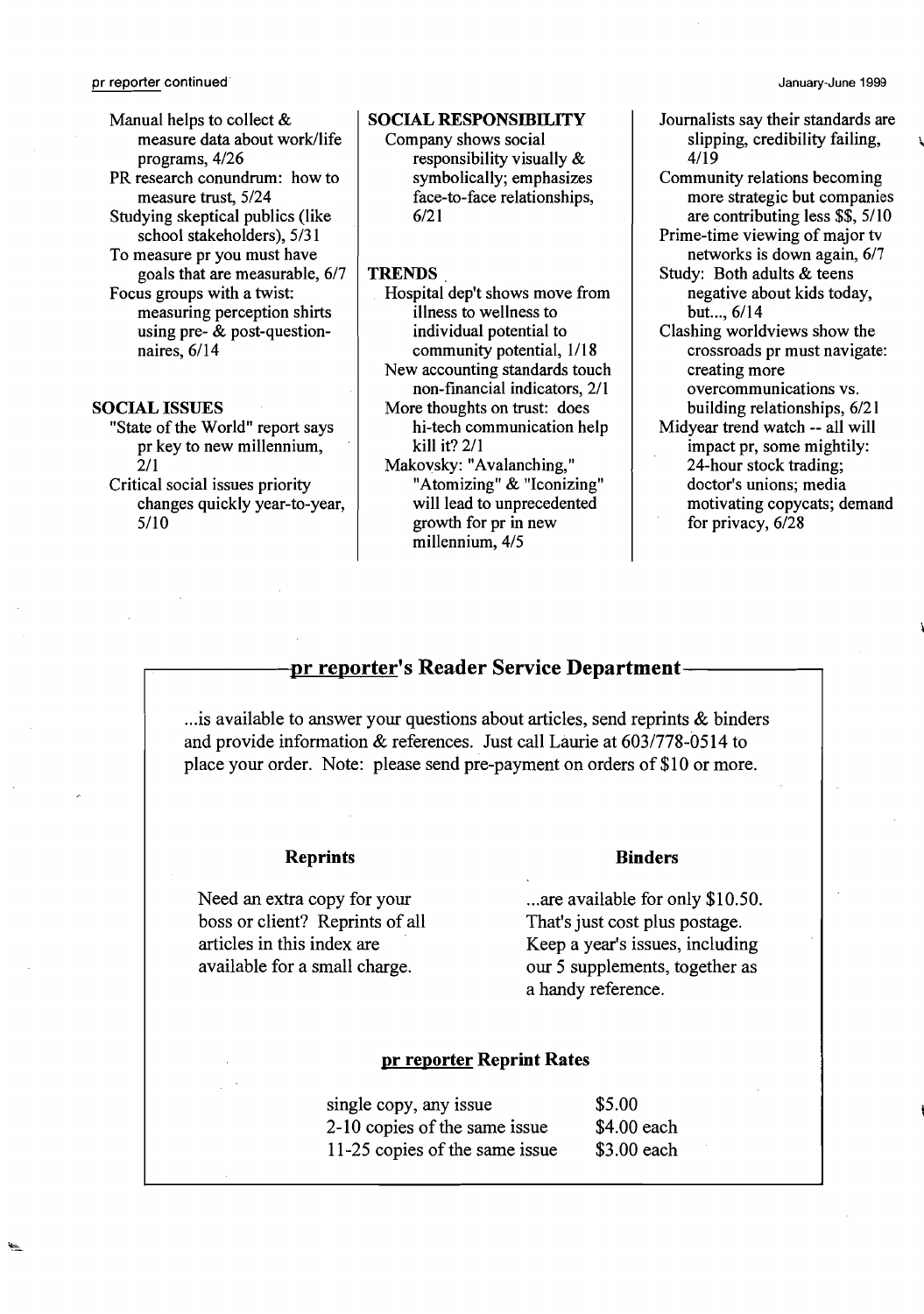Manual helps to collect & measure data about work/life programs, 4/26

PR research conundrum: how to measure trust, 5/24

Studying skeptical publics (like school stakeholders), 5/31

To measure pr you must have goals that are measurable, 6/7

Focus groups with a twist: measuring perception shirts using pre- & post-questionnaires, 6/14

**SOCIAL ISSUES**

"State of the World" report says pr key to new millennium, 2/1

Critical social issues priority changes quickly year-to-year, 5/10

**SOCIAL RESPONSIBILITY**

Company shows social responsibility visually & symbolically; emphasizes face-to-face relationships, 6/21

**TRENDS**

Hospital dep't shows move from illness to wellness to individual potential to community potential, 1/18

New accounting standards touch non-financial indicators, 2/1

More thoughts on trust: does hi-tech communication help kill it? 2/1

Makovsky: "Avalanching," "Atomizing" & "Iconizing" will lead to unprecedented growth for pr in new millennium, 4/5

Journalists say their standards are slipping, credibility failing, 4/19

Community relations becoming more strategic but companies are contributing less $$, 5/10

Prime-time viewing of major tv networks is down again, 6/7

Study: Both adults & teens negative about kids today, but..., 6/14

Clashing worldviews show the crossroads pr must navigate: creating more overcommunications vs. building relationships, 6/21

Midyear trend watch -- all will impact pr, some mightily: 24-hour stock trading; doctor's unions; media motivating copycats; demand for privacy, 6/28

## pr reporter's Reader Service Department

...is available to answer your questions about articles, send reprints & binders and provide information & references. Just call Laurie at 603/778-0514 to place your order. Note: please send pre-payment on orders of $10 or more.

### Reprints

Need an extra copy for your boss or client? Reprints of all articles in this index are available for a small charge.

### Binders

...are available for only $10.50. That's just cost plus postage. Keep a year's issues, including our 5 supplements, together as a handy reference.

### pr reporter Reprint Rates

| | |
|---|---|
| single copy, any issue | $5.00 |
| 2-10 copies of the same issue | $4.00 each |
| 11-25 copies of the same issue | $3.00 each |